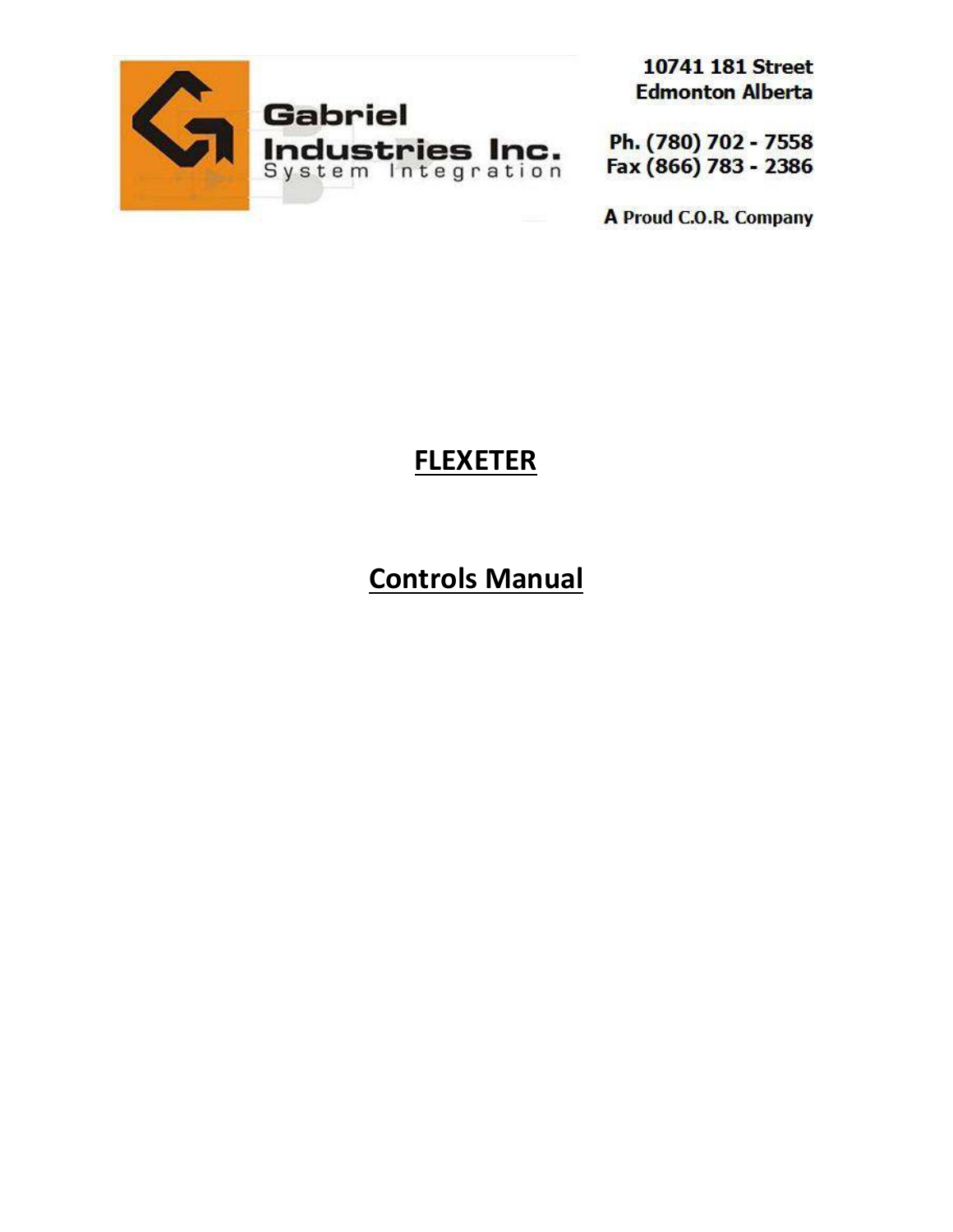Gabriel Industries Inc.
System Integration

10741 181 Street
Edmonton Alberta

Ph. (780) 702 - 7558
Fax (866) 783 - 2386

A Proud C.O.R. Company

# FLEXETER

# Controls Manual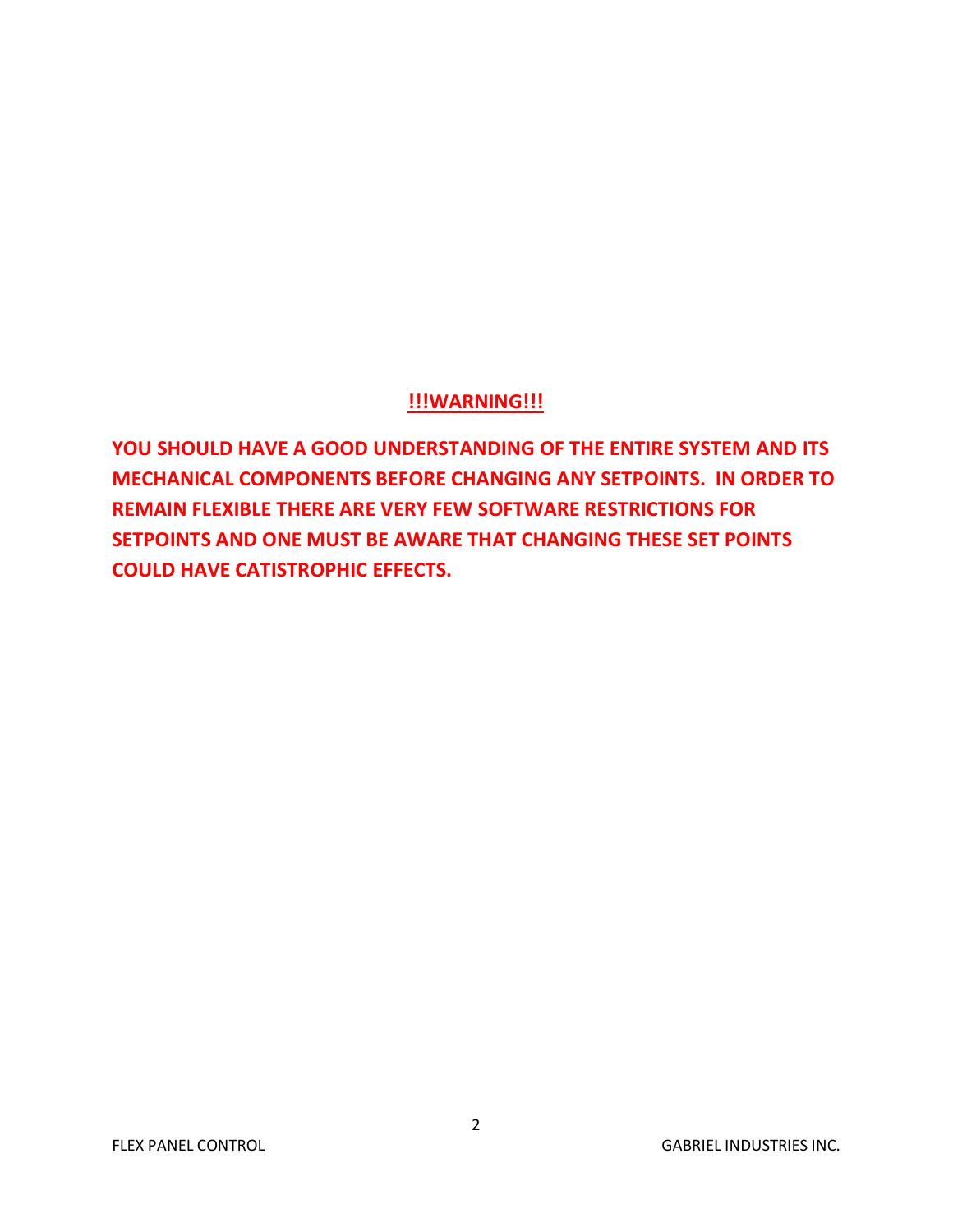**!!!WARNING!!!**

**YOU SHOULD HAVE A GOOD UNDERSTANDING OF THE ENTIRE SYSTEM AND ITS MECHANICAL COMPONENTS BEFORE CHANGING ANY SETPOINTS. IN ORDER TO REMAIN FLEXIBLE THERE ARE VERY FEW SOFTWARE RESTRICTIONS FOR SETPOINTS AND ONE MUST BE AWARE THAT CHANGING THESE SET POINTS COULD HAVE CATISTROPHIC EFFECTS.**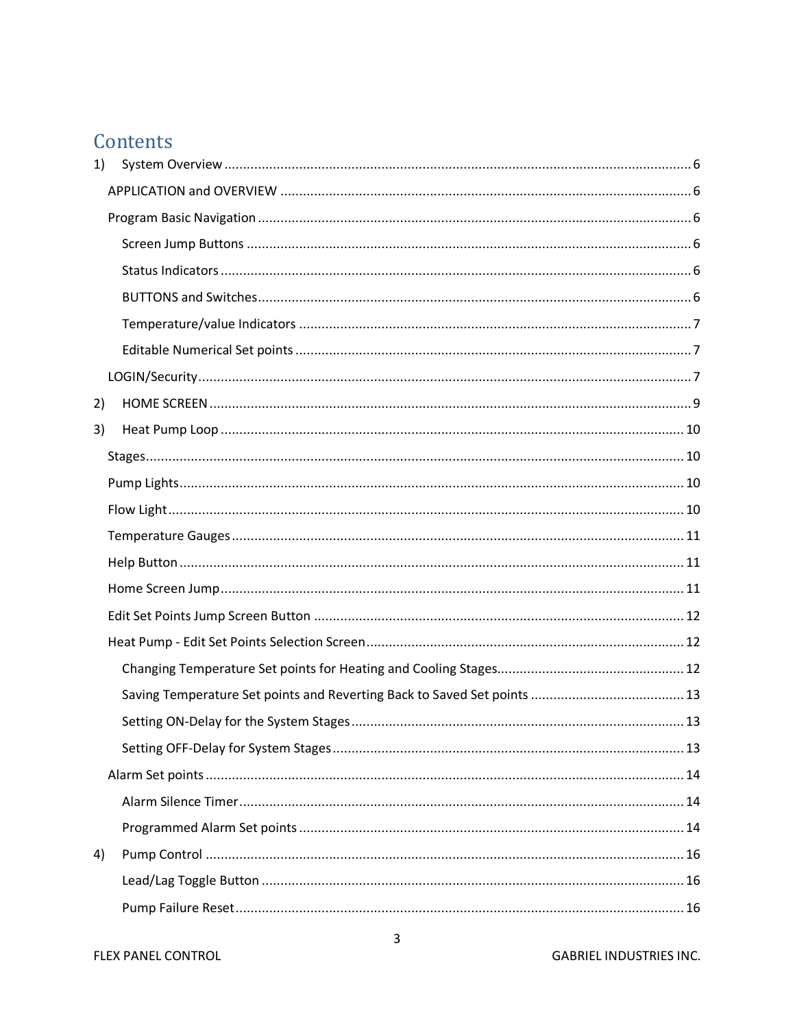# Contents

1) System Overview ........................................................................ 6
   - APPLICATION and OVERVIEW ........................................................................ 6
   - Program Basic Navigation ........................................................................ 6
     - Screen Jump Buttons ........................................................................ 6
     - Status Indicators ........................................................................ 6
     - BUTTONS and Switches ........................................................................ 6
     - Temperature/value Indicators ........................................................................ 7
     - Editable Numerical Set points ........................................................................ 7
   - LOGIN/Security ........................................................................ 7
2) HOME SCREEN ........................................................................ 9
3) Heat Pump Loop ........................................................................ 10
   - Stages ........................................................................ 10
   - Pump Lights ........................................................................ 10
   - Flow Light ........................................................................ 10
   - Temperature Gauges ........................................................................ 11
   - Help Button ........................................................................ 11
   - Home Screen Jump ........................................................................ 11
   - Edit Set Points Jump Screen Button ........................................................................ 12
   - Heat Pump - Edit Set Points Selection Screen ........................................................................ 12
     - Changing Temperature Set points for Heating and Cooling Stages ........................................................................ 12
     - Saving Temperature Set points and Reverting Back to Saved Set points ........................................................................ 13
     - Setting ON-Delay for the System Stages ........................................................................ 13
     - Setting OFF-Delay for System Stages ........................................................................ 13
   - Alarm Set points ........................................................................ 14
     - Alarm Silence Timer ........................................................................ 14
     - Programmed Alarm Set points ........................................................................ 14
4) Pump Control ........................................................................ 16
     - Lead/Lag Toggle Button ........................................................................ 16
     - Pump Failure Reset ........................................................................ 16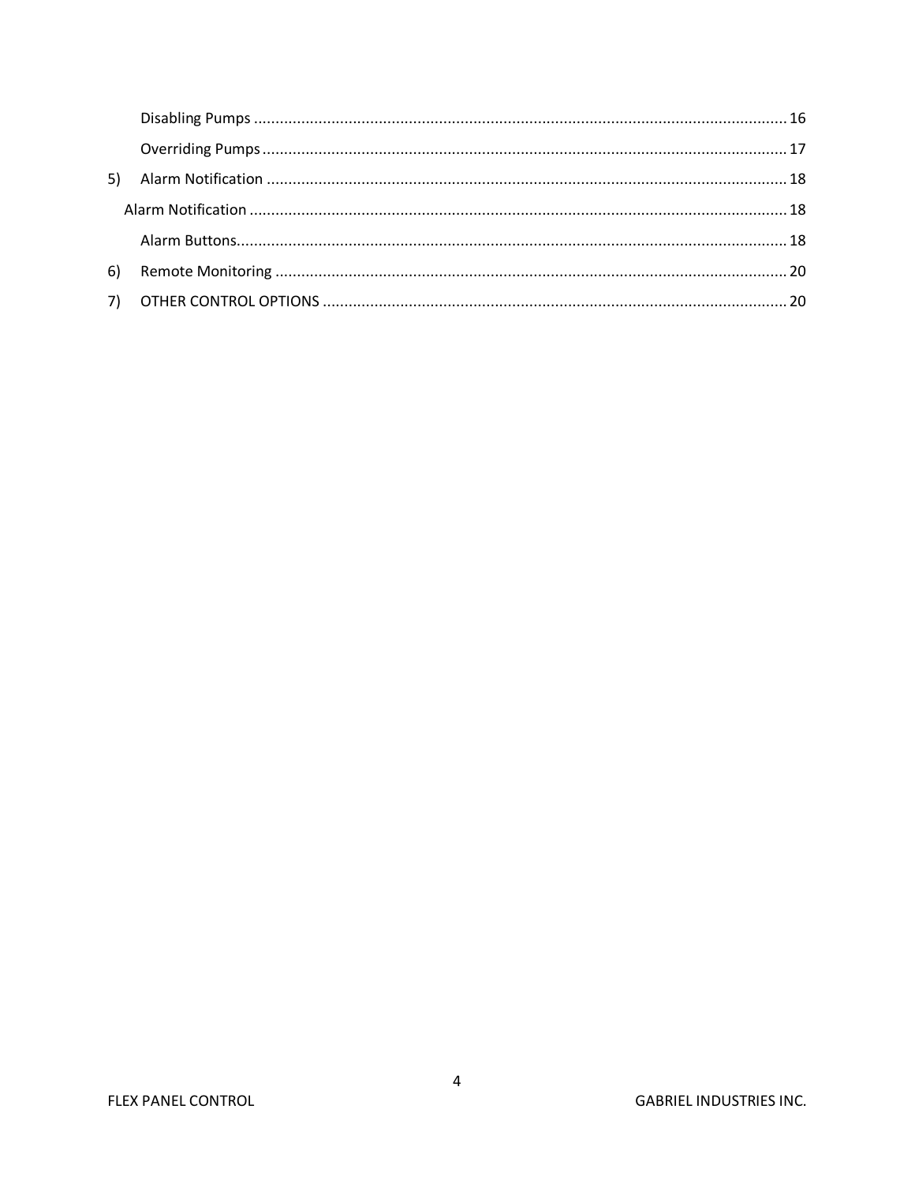Disabling Pumps ........................................................................................................................... 16

Overriding Pumps ......................................................................................................................... 17

5) Alarm Notification ......................................................................................................................... 18

Alarm Notification ............................................................................................................................ 18

Alarm Buttons................................................................................................................................ 18

6) Remote Monitoring ....................................................................................................................... 20

7) OTHER CONTROL OPTIONS ............................................................................................................ 20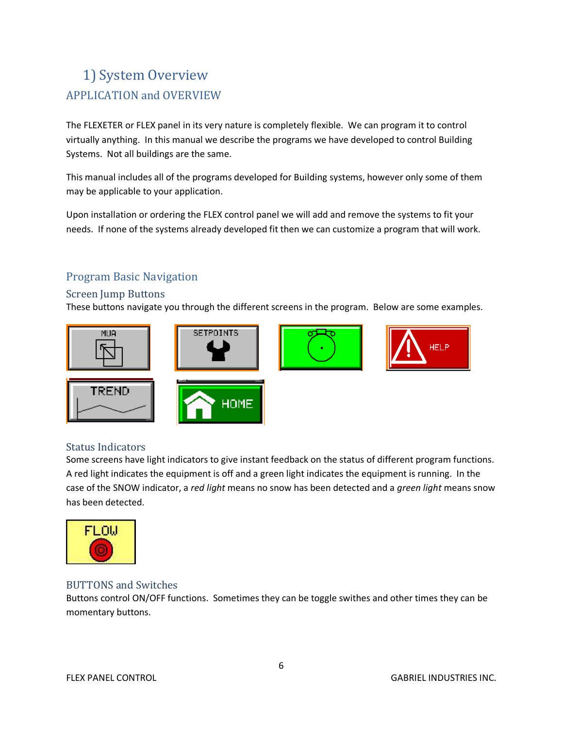# 1) System Overview

## APPLICATION and OVERVIEW

The FLEXETER or FLEX panel in its very nature is completely flexible. We can program it to control virtually anything. In this manual we describe the programs we have developed to control Building Systems. Not all buildings are the same.

This manual includes all of the programs developed for Building systems, however only some of them may be applicable to your application.

Upon installation or ordering the FLEX control panel we will add and remove the systems to fit your needs. If none of the systems already developed fit then we can customize a program that will work.

## Program Basic Navigation

### Screen Jump Buttons

These buttons navigate you through the different screens in the program. Below are some examples.

MUA SETPOINTS HELP

TREND HOME

### Status Indicators

Some screens have light indicators to give instant feedback on the status of different program functions. A red light indicates the equipment is off and a green light indicates the equipment is running. In the case of the SNOW indicator, a *red light* means no snow has been detected and a *green light* means snow has been detected.

FLOW

### BUTTONS and Switches

Buttons control ON/OFF functions. Sometimes they can be toggle swithes and other times they can be momentary buttons.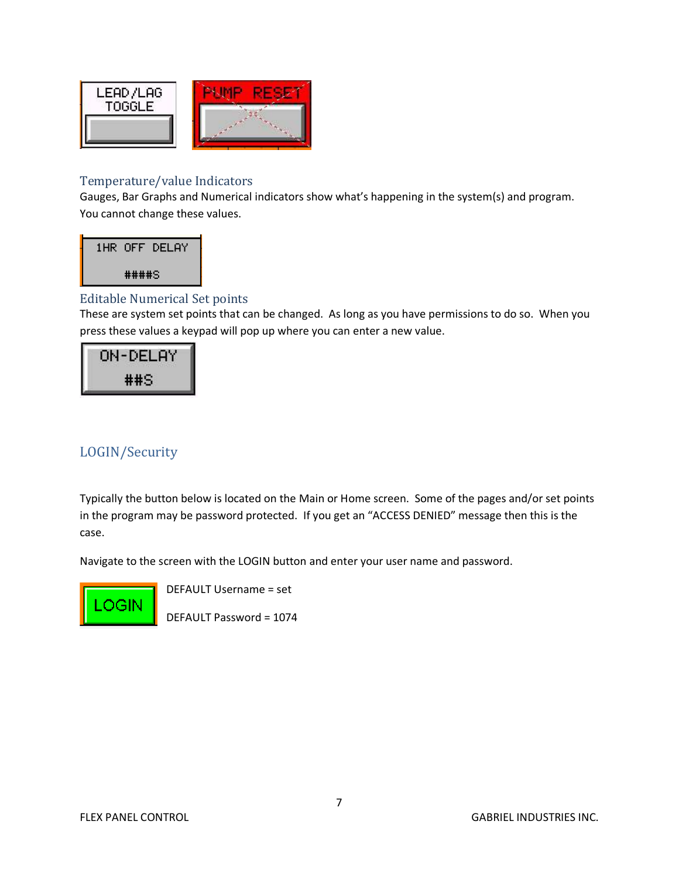LEAD/LAG TOGGLE

PUMP RESET

## Temperature/value Indicators

Gauges, Bar Graphs and Numerical indicators show what's happening in the system(s) and program. You cannot change these values.

1HR OFF DELAY

####S

## Editable Numerical Set points

These are system set points that can be changed. As long as you have permissions to do so. When you press these values a keypad will pop up where you can enter a new value.

ON-DELAY

##S

## LOGIN/Security

Typically the button below is located on the Main or Home screen. Some of the pages and/or set points in the program may be password protected. If you get an "ACCESS DENIED" message then this is the case.

Navigate to the screen with the LOGIN button and enter your user name and password.

LOGIN

DEFAULT Username = set

DEFAULT Password = 1074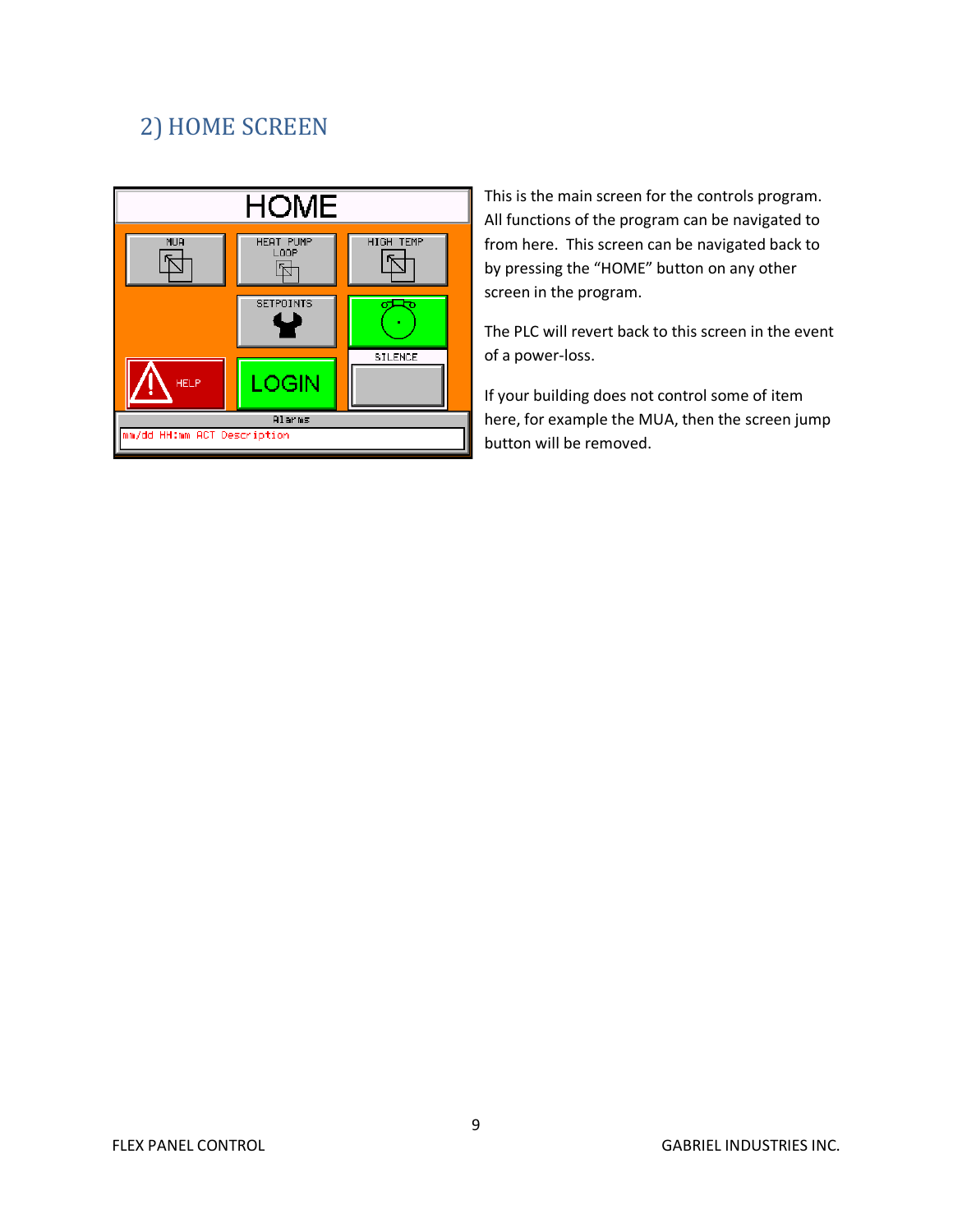## 2) HOME SCREEN

This is the main screen for the controls program. All functions of the program can be navigated to from here. This screen can be navigated back to by pressing the "HOME" button on any other screen in the program.

The PLC will revert back to this screen in the event of a power-loss.

If your building does not control some of item here, for example the MUA, then the screen jump button will be removed.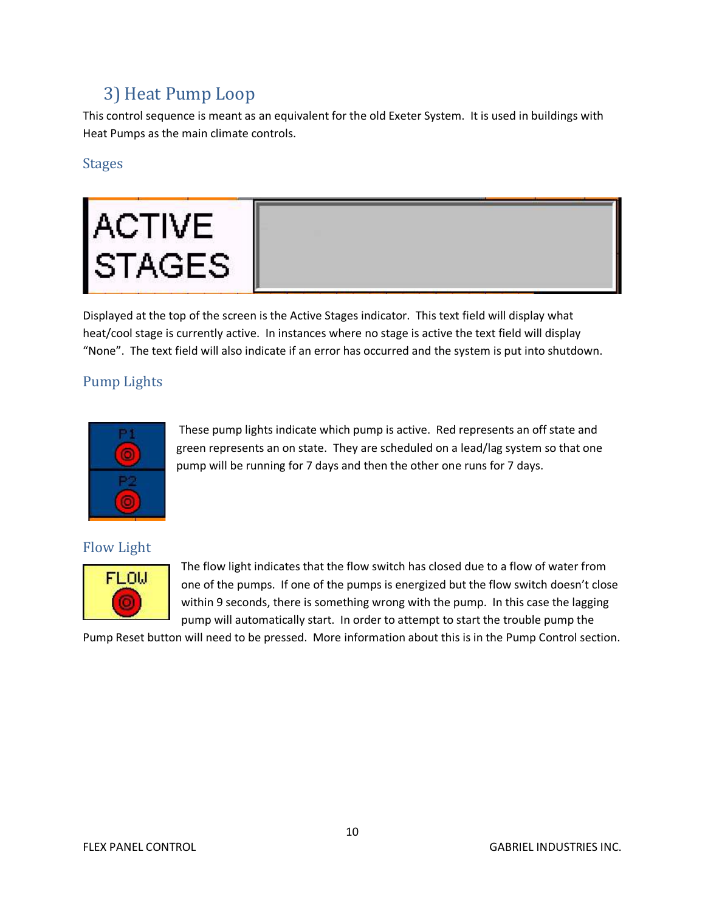## 3) Heat Pump Loop

This control sequence is meant as an equivalent for the old Exeter System. It is used in buildings with Heat Pumps as the main climate controls.

### Stages

Displayed at the top of the screen is the Active Stages indicator. This text field will display what heat/cool stage is currently active. In instances where no stage is active the text field will display "None". The text field will also indicate if an error has occurred and the system is put into shutdown.

### Pump Lights

These pump lights indicate which pump is active. Red represents an off state and green represents an on state. They are scheduled on a lead/lag system so that one pump will be running for 7 days and then the other one runs for 7 days.

### Flow Light

The flow light indicates that the flow switch has closed due to a flow of water from one of the pumps. If one of the pumps is energized but the flow switch doesn't close within 9 seconds, there is something wrong with the pump. In this case the lagging pump will automatically start. In order to attempt to start the trouble pump the Pump Reset button will need to be pressed. More information about this is in the Pump Control section.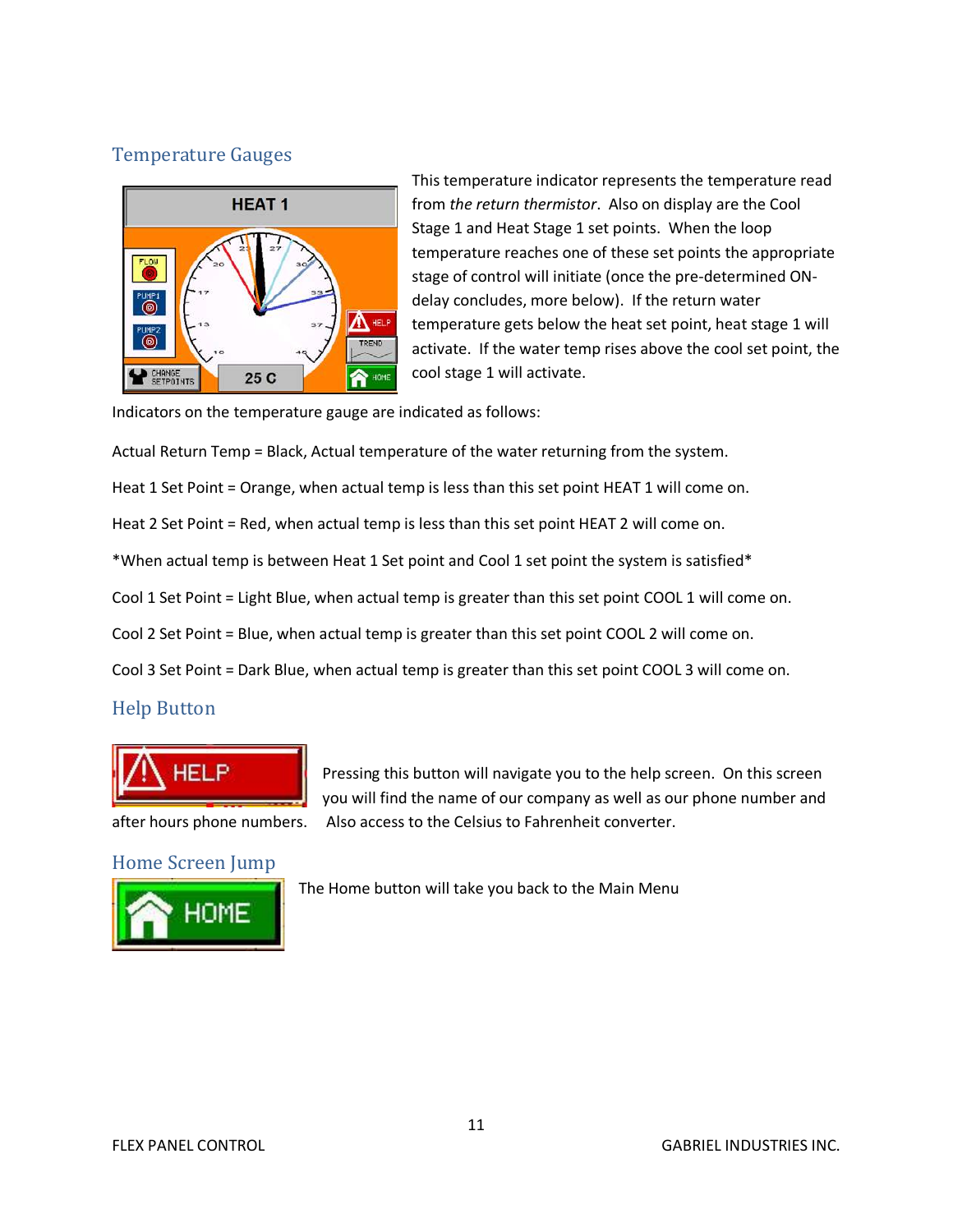## Temperature Gauges

This temperature indicator represents the temperature read from *the return thermistor*. Also on display are the Cool Stage 1 and Heat Stage 1 set points. When the loop temperature reaches one of these set points the appropriate stage of control will initiate (once the pre-determined ON-delay concludes, more below). If the return water temperature gets below the heat set point, heat stage 1 will activate. If the water temp rises above the cool set point, the cool stage 1 will activate.

Indicators on the temperature gauge are indicated as follows:

Actual Return Temp = Black, Actual temperature of the water returning from the system.

Heat 1 Set Point = Orange, when actual temp is less than this set point HEAT 1 will come on.

Heat 2 Set Point = Red, when actual temp is less than this set point HEAT 2 will come on.

*When actual temp is between Heat 1 Set point and Cool 1 set point the system is satisfied*

Cool 1 Set Point = Light Blue, when actual temp is greater than this set point COOL 1 will come on.

Cool 2 Set Point = Blue, when actual temp is greater than this set point COOL 2 will come on.

Cool 3 Set Point = Dark Blue, when actual temp is greater than this set point COOL 3 will come on.

## Help Button

Pressing this button will navigate you to the help screen. On this screen you will find the name of our company as well as our phone number and after hours phone numbers. Also access to the Celsius to Fahrenheit converter.

## Home Screen Jump

The Home button will take you back to the Main Menu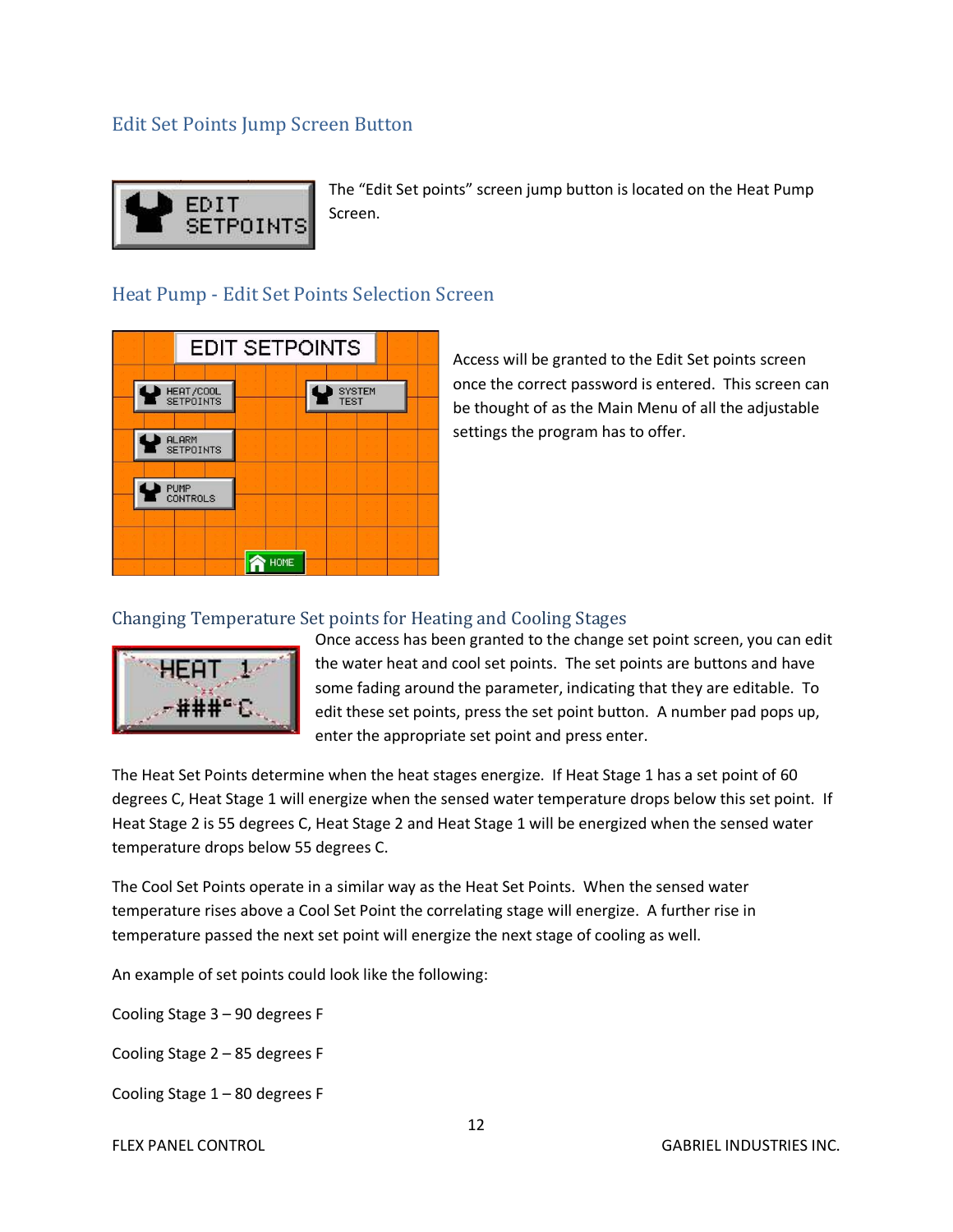## Edit Set Points Jump Screen Button

The “Edit Set points” screen jump button is located on the Heat Pump Screen.

## Heat Pump - Edit Set Points Selection Screen

Access will be granted to the Edit Set points screen once the correct password is entered. This screen can be thought of as the Main Menu of all the adjustable settings the program has to offer.

## Changing Temperature Set points for Heating and Cooling Stages

Once access has been granted to the change set point screen, you can edit the water heat and cool set points. The set points are buttons and have some fading around the parameter, indicating that they are editable. To edit these set points, press the set point button. A number pad pops up, enter the appropriate set point and press enter.

The Heat Set Points determine when the heat stages energize. If Heat Stage 1 has a set point of 60 degrees C, Heat Stage 1 will energize when the sensed water temperature drops below this set point. If Heat Stage 2 is 55 degrees C, Heat Stage 2 and Heat Stage 1 will be energized when the sensed water temperature drops below 55 degrees C.

The Cool Set Points operate in a similar way as the Heat Set Points. When the sensed water temperature rises above a Cool Set Point the correlating stage will energize. A further rise in temperature passed the next set point will energize the next stage of cooling as well.

An example of set points could look like the following:

Cooling Stage 3 – 90 degrees F

Cooling Stage 2 – 85 degrees F

Cooling Stage 1 – 80 degrees F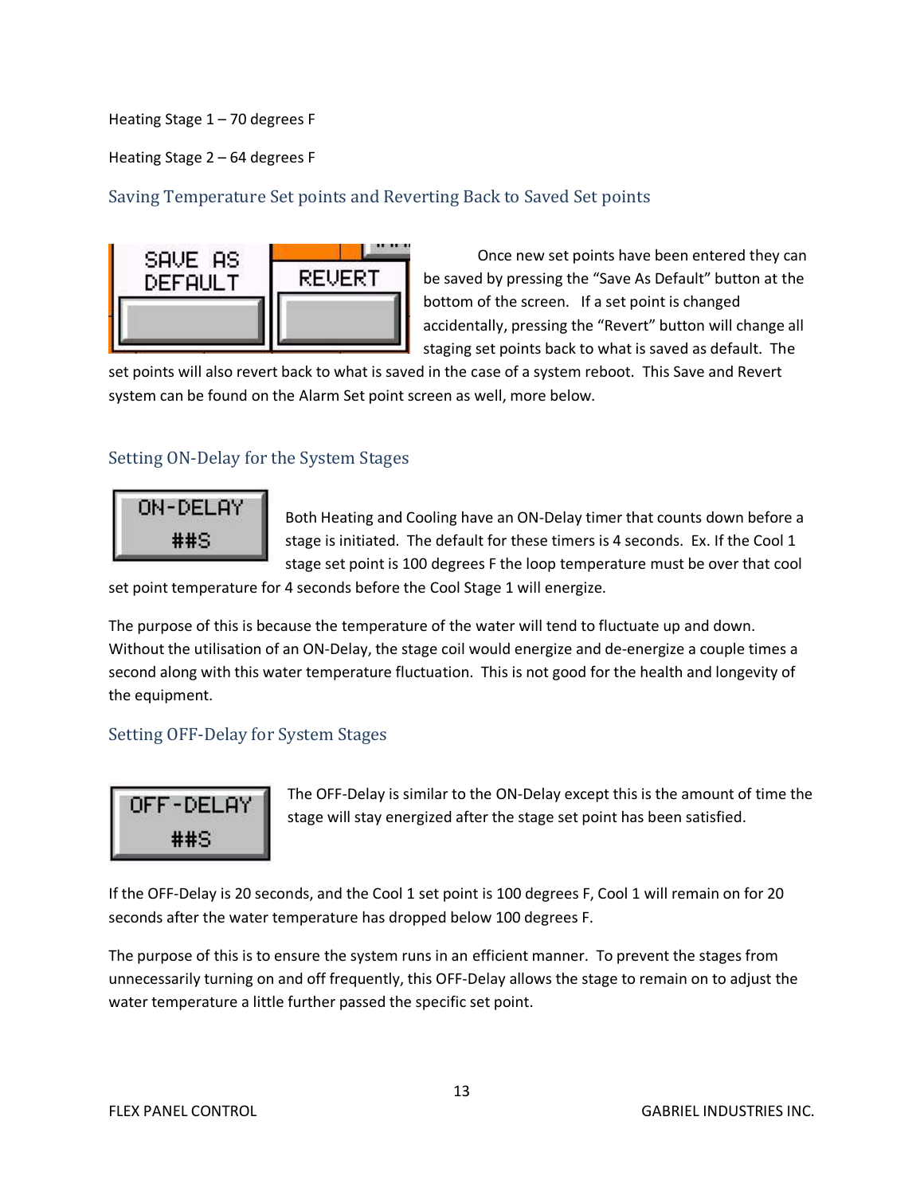Heating Stage 1 – 70 degrees F

Heating Stage 2 – 64 degrees F

## Saving Temperature Set points and Reverting Back to Saved Set points

Once new set points have been entered they can be saved by pressing the "Save As Default" button at the bottom of the screen. If a set point is changed accidentally, pressing the "Revert" button will change all staging set points back to what is saved as default. The set points will also revert back to what is saved in the case of a system reboot. This Save and Revert system can be found on the Alarm Set point screen as well, more below.

## Setting ON-Delay for the System Stages

Both Heating and Cooling have an ON-Delay timer that counts down before a stage is initiated. The default for these timers is 4 seconds. Ex. If the Cool 1 stage set point is 100 degrees F the loop temperature must be over that cool set point temperature for 4 seconds before the Cool Stage 1 will energize.

The purpose of this is because the temperature of the water will tend to fluctuate up and down. Without the utilisation of an ON-Delay, the stage coil would energize and de-energize a couple times a second along with this water temperature fluctuation. This is not good for the health and longevity of the equipment.

## Setting OFF-Delay for System Stages

The OFF-Delay is similar to the ON-Delay except this is the amount of time the stage will stay energized after the stage set point has been satisfied.

If the OFF-Delay is 20 seconds, and the Cool 1 set point is 100 degrees F, Cool 1 will remain on for 20 seconds after the water temperature has dropped below 100 degrees F.

The purpose of this is to ensure the system runs in an efficient manner. To prevent the stages from unnecessarily turning on and off frequently, this OFF-Delay allows the stage to remain on to adjust the water temperature a little further passed the specific set point.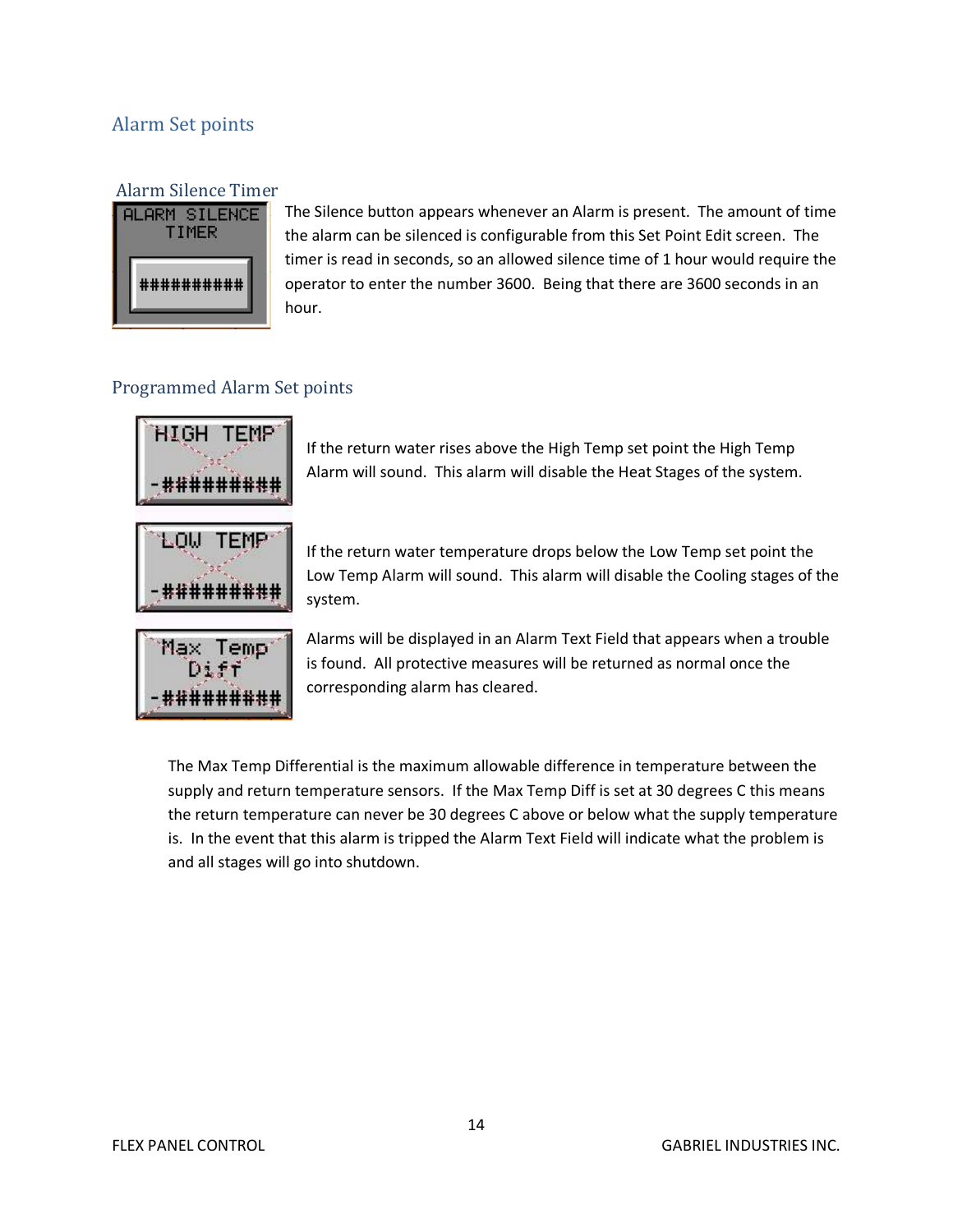## Alarm Set points

### Alarm Silence Timer

ALARM SILENCE TIMER

##########

The Silence button appears whenever an Alarm is present. The amount of time the alarm can be silenced is configurable from this Set Point Edit screen. The timer is read in seconds, so an allowed silence time of 1 hour would require the operator to enter the number 3600. Being that there are 3600 seconds in an hour.

## Programmed Alarm Set points

HIGH TEMP

-#########

If the return water rises above the High Temp set point the High Temp Alarm will sound. This alarm will disable the Heat Stages of the system.

LOW TEMP

-#########

If the return water temperature drops below the Low Temp set point the Low Temp Alarm will sound. This alarm will disable the Cooling stages of the system.

Max Temp Diff

-#########

Alarms will be displayed in an Alarm Text Field that appears when a trouble is found. All protective measures will be returned as normal once the corresponding alarm has cleared.

The Max Temp Differential is the maximum allowable difference in temperature between the supply and return temperature sensors. If the Max Temp Diff is set at 30 degrees C this means the return temperature can never be 30 degrees C above or below what the supply temperature is. In the event that this alarm is tripped the Alarm Text Field will indicate what the problem is and all stages will go into shutdown.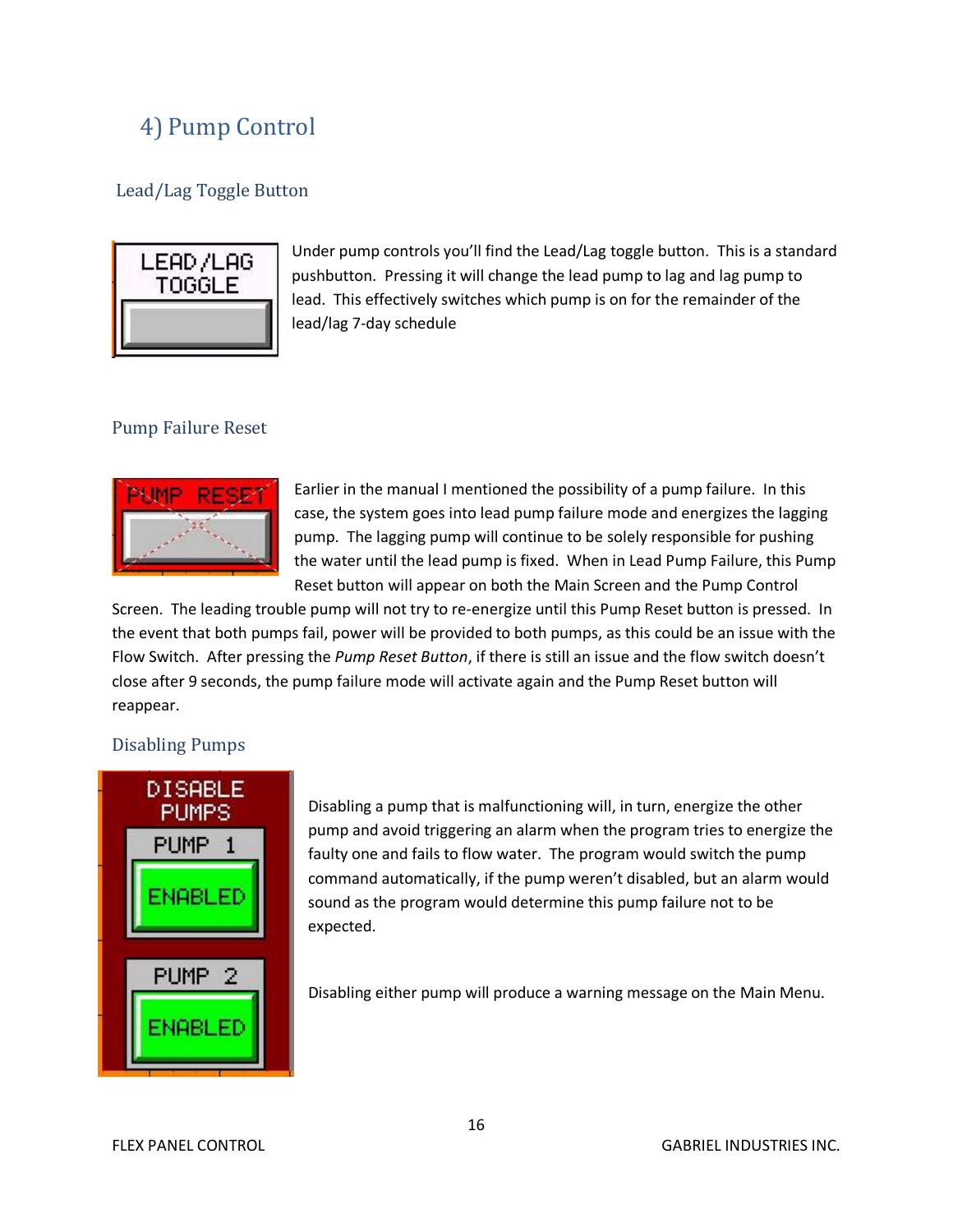## 4) Pump Control

### Lead/Lag Toggle Button

Under pump controls you'll find the Lead/Lag toggle button. This is a standard pushbutton. Pressing it will change the lead pump to lag and lag pump to lead. This effectively switches which pump is on for the remainder of the lead/lag 7-day schedule

### Pump Failure Reset

Earlier in the manual I mentioned the possibility of a pump failure. In this case, the system goes into lead pump failure mode and energizes the lagging pump. The lagging pump will continue to be solely responsible for pushing the water until the lead pump is fixed. When in Lead Pump Failure, this Pump Reset button will appear on both the Main Screen and the Pump Control Screen. The leading trouble pump will not try to re-energize until this Pump Reset button is pressed. In the event that both pumps fail, power will be provided to both pumps, as this could be an issue with the Flow Switch. After pressing the *Pump Reset Button*, if there is still an issue and the flow switch doesn't close after 9 seconds, the pump failure mode will activate again and the Pump Reset button will reappear.

### Disabling Pumps

Disabling a pump that is malfunctioning will, in turn, energize the other pump and avoid triggering an alarm when the program tries to energize the faulty one and fails to flow water. The program would switch the pump command automatically, if the pump weren't disabled, but an alarm would sound as the program would determine this pump failure not to be expected.

Disabling either pump will produce a warning message on the Main Menu.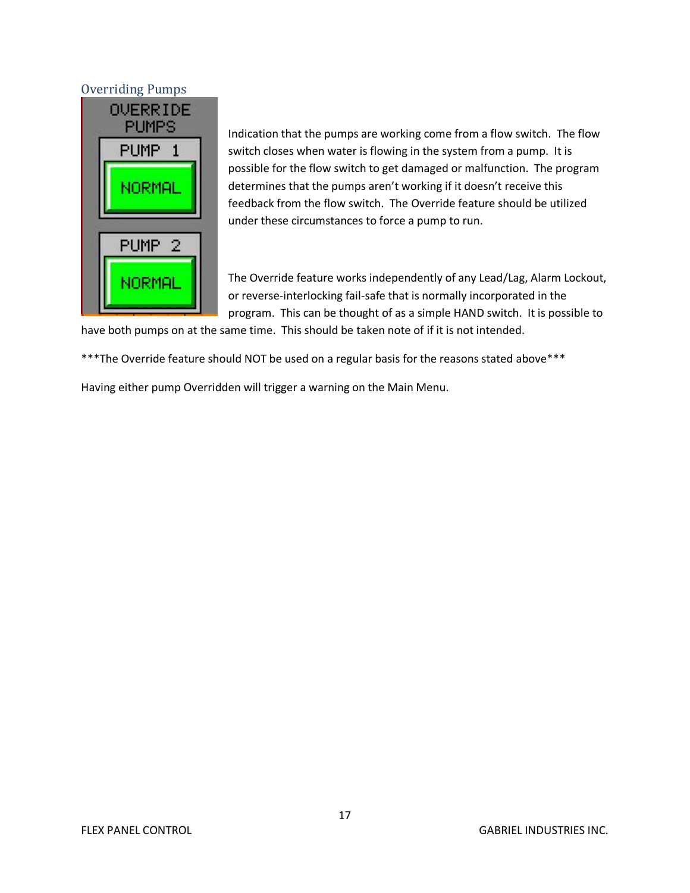## Overriding Pumps

OVERRIDE PUMPS

PUMP 1

NORMAL

PUMP 2

NORMAL

Indication that the pumps are working come from a flow switch. The flow switch closes when water is flowing in the system from a pump. It is possible for the flow switch to get damaged or malfunction. The program determines that the pumps aren't working if it doesn't receive this feedback from the flow switch. The Override feature should be utilized under these circumstances to force a pump to run.

The Override feature works independently of any Lead/Lag, Alarm Lockout, or reverse-interlocking fail-safe that is normally incorporated in the program. This can be thought of as a simple HAND switch. It is possible to have both pumps on at the same time. This should be taken note of if it is not intended.

***The Override feature should NOT be used on a regular basis for the reasons stated above***

Having either pump Overridden will trigger a warning on the Main Menu.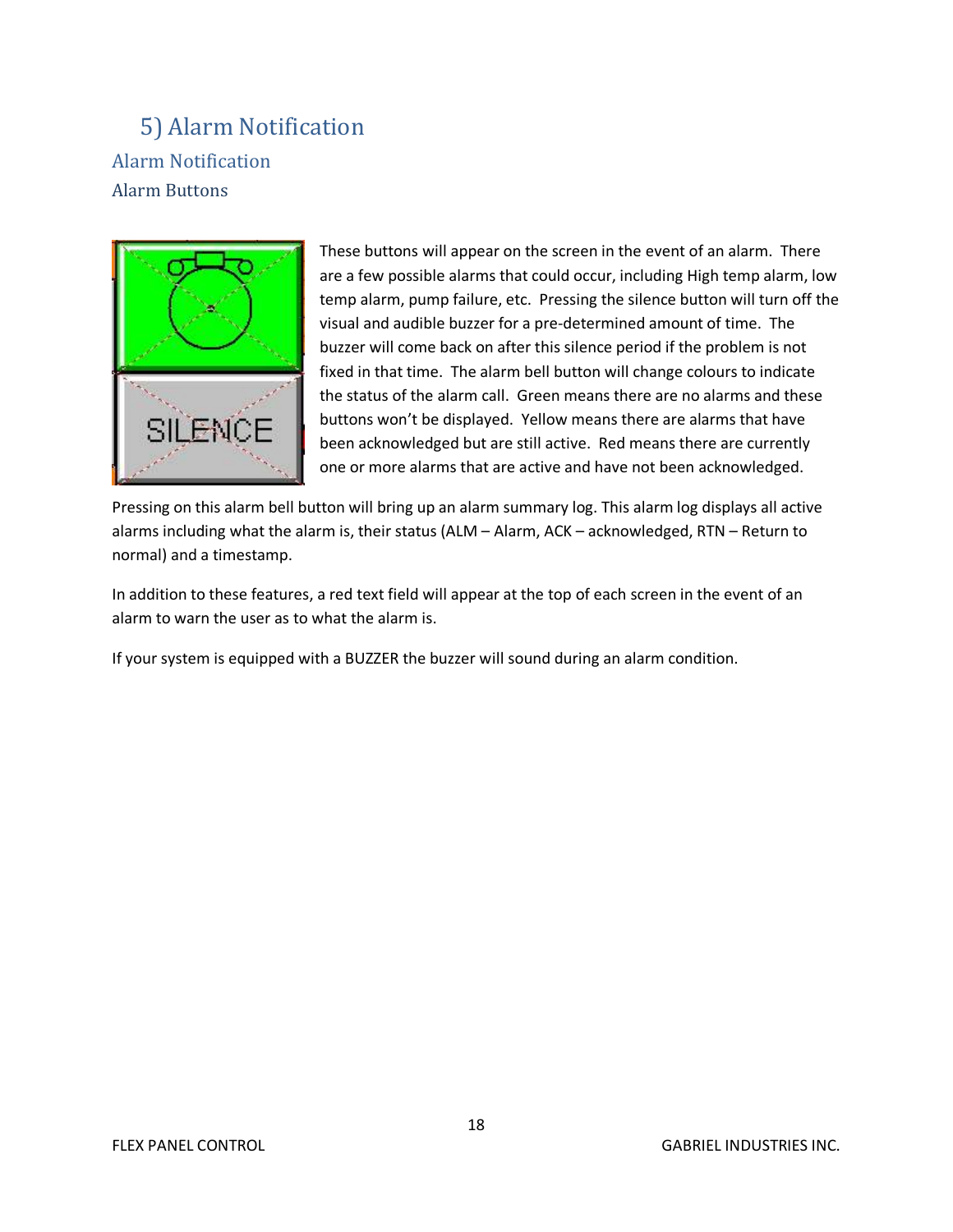# 5) Alarm Notification

## Alarm Notification

### Alarm Buttons

These buttons will appear on the screen in the event of an alarm. There are a few possible alarms that could occur, including High temp alarm, low temp alarm, pump failure, etc. Pressing the silence button will turn off the visual and audible buzzer for a pre-determined amount of time. The buzzer will come back on after this silence period if the problem is not fixed in that time. The alarm bell button will change colours to indicate the status of the alarm call. Green means there are no alarms and these buttons won't be displayed. Yellow means there are alarms that have been acknowledged but are still active. Red means there are currently one or more alarms that are active and have not been acknowledged.

Pressing on this alarm bell button will bring up an alarm summary log. This alarm log displays all active alarms including what the alarm is, their status (ALM – Alarm, ACK – acknowledged, RTN – Return to normal) and a timestamp.

In addition to these features, a red text field will appear at the top of each screen in the event of an alarm to warn the user as to what the alarm is.

If your system is equipped with a BUZZER the buzzer will sound during an alarm condition.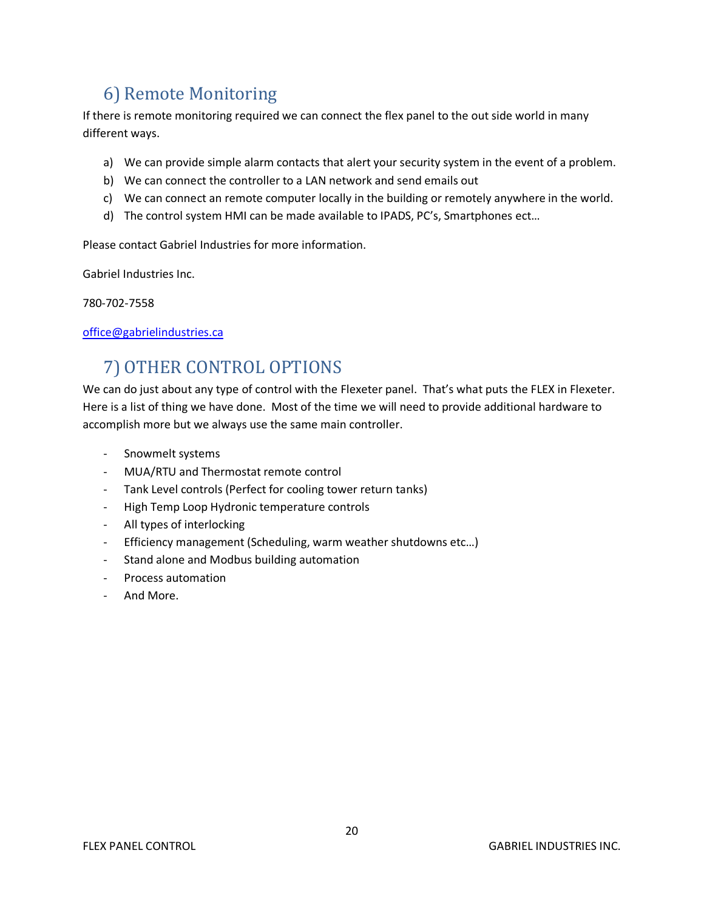## 6) Remote Monitoring

If there is remote monitoring required we can connect the flex panel to the out side world in many different ways.

a) We can provide simple alarm contacts that alert your security system in the event of a problem.
b) We can connect the controller to a LAN network and send emails out
c) We can connect an remote computer locally in the building or remotely anywhere in the world.
d) The control system HMI can be made available to IPADS, PC's, Smartphones ect…

Please contact Gabriel Industries for more information.

Gabriel Industries Inc.

780-702-7558

office@gabrielindustries.ca

## 7) OTHER CONTROL OPTIONS

We can do just about any type of control with the Flexeter panel. That's what puts the FLEX in Flexeter. Here is a list of thing we have done. Most of the time we will need to provide additional hardware to accomplish more but we always use the same main controller.

- Snowmelt systems
- MUA/RTU and Thermostat remote control
- Tank Level controls (Perfect for cooling tower return tanks)
- High Temp Loop Hydronic temperature controls
- All types of interlocking
- Efficiency management (Scheduling, warm weather shutdowns etc…)
- Stand alone and Modbus building automation
- Process automation
- And More.